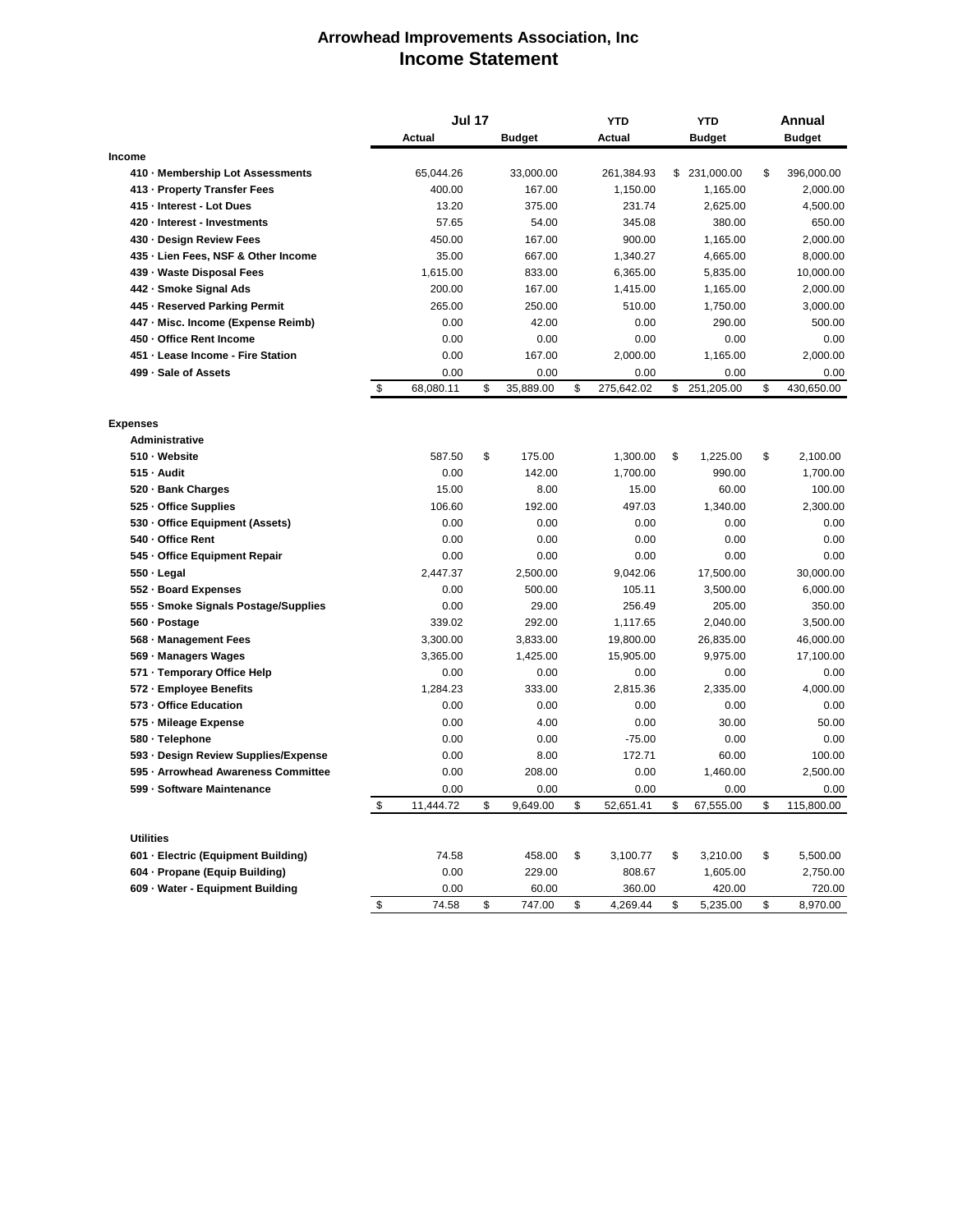# Arrowhead Improvements Association, Inc
## Income Statement

| | Jul 17 Actual | Jul 17 Budget | YTD Actual | YTD Budget | Annual Budget |
|---|---|---|---|---|---|
| **Income** | | | | | |
| 410 · Membership Lot Assessments | 65,044.26 | 33,000.00 | 261,384.93 | $ 231,000.00 | $ 396,000.00 |
| 413 · Property Transfer Fees | 400.00 | 167.00 | 1,150.00 | 1,165.00 | 2,000.00 |
| 415 · Interest - Lot Dues | 13.20 | 375.00 | 231.74 | 2,625.00 | 4,500.00 |
| 420 · Interest - Investments | 57.65 | 54.00 | 345.08 | 380.00 | 650.00 |
| 430 · Design Review Fees | 450.00 | 167.00 | 900.00 | 1,165.00 | 2,000.00 |
| 435 · Lien Fees, NSF & Other Income | 35.00 | 667.00 | 1,340.27 | 4,665.00 | 8,000.00 |
| 439 · Waste Disposal Fees | 1,615.00 | 833.00 | 6,365.00 | 5,835.00 | 10,000.00 |
| 442 · Smoke Signal Ads | 200.00 | 167.00 | 1,415.00 | 1,165.00 | 2,000.00 |
| 445 · Reserved Parking Permit | 265.00 | 250.00 | 510.00 | 1,750.00 | 3,000.00 |
| 447 · Misc. Income (Expense Reimb) | 0.00 | 42.00 | 0.00 | 290.00 | 500.00 |
| 450 · Office Rent Income | 0.00 | 0.00 | 0.00 | 0.00 | 0.00 |
| 451 · Lease Income - Fire Station | 0.00 | 167.00 | 2,000.00 | 1,165.00 | 2,000.00 |
| 499 · Sale of Assets | 0.00 | 0.00 | 0.00 | 0.00 | 0.00 |
| | $ 68,080.11 | $ 35,889.00 | $ 275,642.02 | $ 251,205.00 | $ 430,650.00 |
| **Expenses** | | | | | |
| **Administrative** | | | | | |
| 510 · Website | 587.50 | $ 175.00 | 1,300.00 | $ 1,225.00 | $ 2,100.00 |
| 515 · Audit | 0.00 | 142.00 | 1,700.00 | 990.00 | 1,700.00 |
| 520 · Bank Charges | 15.00 | 8.00 | 15.00 | 60.00 | 100.00 |
| 525 · Office Supplies | 106.60 | 192.00 | 497.03 | 1,340.00 | 2,300.00 |
| 530 · Office Equipment (Assets) | 0.00 | 0.00 | 0.00 | 0.00 | 0.00 |
| 540 · Office Rent | 0.00 | 0.00 | 0.00 | 0.00 | 0.00 |
| 545 · Office Equipment Repair | 0.00 | 0.00 | 0.00 | 0.00 | 0.00 |
| 550 · Legal | 2,447.37 | 2,500.00 | 9,042.06 | 17,500.00 | 30,000.00 |
| 552 · Board Expenses | 0.00 | 500.00 | 105.11 | 3,500.00 | 6,000.00 |
| 555 · Smoke Signals Postage/Supplies | 0.00 | 29.00 | 256.49 | 205.00 | 350.00 |
| 560 · Postage | 339.02 | 292.00 | 1,117.65 | 2,040.00 | 3,500.00 |
| 568 · Management Fees | 3,300.00 | 3,833.00 | 19,800.00 | 26,835.00 | 46,000.00 |
| 569 · Managers Wages | 3,365.00 | 1,425.00 | 15,905.00 | 9,975.00 | 17,100.00 |
| 571 · Temporary Office Help | 0.00 | 0.00 | 0.00 | 0.00 | 0.00 |
| 572 · Employee Benefits | 1,284.23 | 333.00 | 2,815.36 | 2,335.00 | 4,000.00 |
| 573 · Office Education | 0.00 | 0.00 | 0.00 | 0.00 | 0.00 |
| 575 · Mileage Expense | 0.00 | 4.00 | 0.00 | 30.00 | 50.00 |
| 580 · Telephone | 0.00 | 0.00 | -75.00 | 0.00 | 0.00 |
| 593 · Design Review Supplies/Expense | 0.00 | 8.00 | 172.71 | 60.00 | 100.00 |
| 595 · Arrowhead Awareness Committee | 0.00 | 208.00 | 0.00 | 1,460.00 | 2,500.00 |
| 599 · Software Maintenance | 0.00 | 0.00 | 0.00 | 0.00 | 0.00 |
| | $ 11,444.72 | $ 9,649.00 | $ 52,651.41 | $ 67,555.00 | $ 115,800.00 |
| **Utilities** | | | | | |
| 601 · Electric (Equipment Building) | 74.58 | 458.00 | $ 3,100.77 | $ 3,210.00 | $ 5,500.00 |
| 604 · Propane (Equip Building) | 0.00 | 229.00 | 808.67 | 1,605.00 | 2,750.00 |
| 609 · Water - Equipment Building | 0.00 | 60.00 | 360.00 | 420.00 | 720.00 |
| | $ 74.58 | $ 747.00 | $ 4,269.44 | $ 5,235.00 | $ 8,970.00 |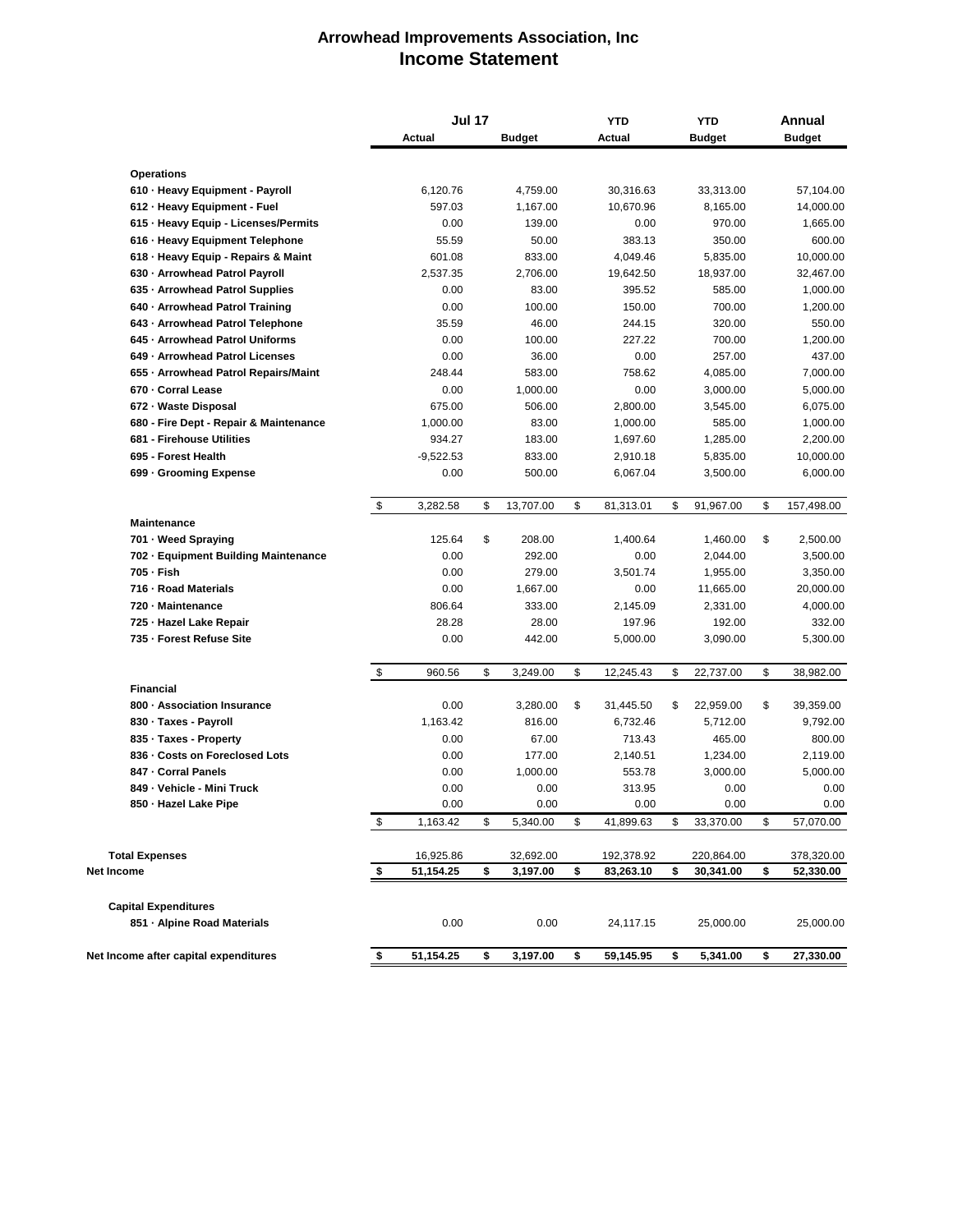# Arrowhead Improvements Association, Inc
## Income Statement

| | Jul 17 Actual | Jul 17 Budget | YTD Actual | YTD Budget | Annual Budget |
|---|---|---|---|---|---|
| **Operations** | | | | | |
| 610 · Heavy Equipment - Payroll | 6,120.76 | 4,759.00 | 30,316.63 | 33,313.00 | 57,104.00 |
| 612 · Heavy Equipment - Fuel | 597.03 | 1,167.00 | 10,670.96 | 8,165.00 | 14,000.00 |
| 615 · Heavy Equip - Licenses/Permits | 0.00 | 139.00 | 0.00 | 970.00 | 1,665.00 |
| 616 · Heavy Equipment Telephone | 55.59 | 50.00 | 383.13 | 350.00 | 600.00 |
| 618 · Heavy Equip - Repairs & Maint | 601.08 | 833.00 | 4,049.46 | 5,835.00 | 10,000.00 |
| 630 · Arrowhead Patrol Payroll | 2,537.35 | 2,706.00 | 19,642.50 | 18,937.00 | 32,467.00 |
| 635 · Arrowhead Patrol Supplies | 0.00 | 83.00 | 395.52 | 585.00 | 1,000.00 |
| 640 · Arrowhead Patrol Training | 0.00 | 100.00 | 150.00 | 700.00 | 1,200.00 |
| 643 · Arrowhead Patrol Telephone | 35.59 | 46.00 | 244.15 | 320.00 | 550.00 |
| 645 · Arrowhead Patrol Uniforms | 0.00 | 100.00 | 227.22 | 700.00 | 1,200.00 |
| 649 · Arrowhead Patrol Licenses | 0.00 | 36.00 | 0.00 | 257.00 | 437.00 |
| 655 · Arrowhead Patrol Repairs/Maint | 248.44 | 583.00 | 758.62 | 4,085.00 | 7,000.00 |
| 670 · Corral Lease | 0.00 | 1,000.00 | 0.00 | 3,000.00 | 5,000.00 |
| 672 · Waste Disposal | 675.00 | 506.00 | 2,800.00 | 3,545.00 | 6,075.00 |
| 680 - Fire Dept - Repair & Maintenance | 1,000.00 | 83.00 | 1,000.00 | 585.00 | 1,000.00 |
| 681 - Firehouse Utilities | 934.27 | 183.00 | 1,697.60 | 1,285.00 | 2,200.00 |
| 695 - Forest Health | -9,522.53 | 833.00 | 2,910.18 | 5,835.00 | 10,000.00 |
| 699 · Grooming Expense | 0.00 | 500.00 | 6,067.04 | 3,500.00 | 6,000.00 |
| | $ 3,282.58 | $ 13,707.00 | $ 81,313.01 | $ 91,967.00 | $ 157,498.00 |
| **Maintenance** | | | | | |
| 701 · Weed Spraying | 125.64 | $ 208.00 | 1,400.64 | 1,460.00 | $ 2,500.00 |
| 702 · Equipment Building Maintenance | 0.00 | 292.00 | 0.00 | 2,044.00 | 3,500.00 |
| 705 · Fish | 0.00 | 279.00 | 3,501.74 | 1,955.00 | 3,350.00 |
| 716 · Road Materials | 0.00 | 1,667.00 | 0.00 | 11,665.00 | 20,000.00 |
| 720 · Maintenance | 806.64 | 333.00 | 2,145.09 | 2,331.00 | 4,000.00 |
| 725 · Hazel Lake Repair | 28.28 | 28.00 | 197.96 | 192.00 | 332.00 |
| 735 · Forest Refuse Site | 0.00 | 442.00 | 5,000.00 | 3,090.00 | 5,300.00 |
| | $ 960.56 | $ 3,249.00 | $ 12,245.43 | $ 22,737.00 | $ 38,982.00 |
| **Financial** | | | | | |
| 800 · Association Insurance | 0.00 | 3,280.00 | $ 31,445.50 | $ 22,959.00 | $ 39,359.00 |
| 830 · Taxes - Payroll | 1,163.42 | 816.00 | 6,732.46 | 5,712.00 | 9,792.00 |
| 835 · Taxes - Property | 0.00 | 67.00 | 713.43 | 465.00 | 800.00 |
| 836 · Costs on Foreclosed Lots | 0.00 | 177.00 | 2,140.51 | 1,234.00 | 2,119.00 |
| 847 · Corral Panels | 0.00 | 1,000.00 | 553.78 | 3,000.00 | 5,000.00 |
| 849 · Vehicle - Mini Truck | 0.00 | 0.00 | 313.95 | 0.00 | 0.00 |
| 850 · Hazel Lake Pipe | 0.00 | 0.00 | 0.00 | 0.00 | 0.00 |
| | $ 1,163.42 | $ 5,340.00 | $ 41,899.63 | $ 33,370.00 | $ 57,070.00 |
| **Total Expenses** | 16,925.86 | 32,692.00 | 192,378.92 | 220,864.00 | 378,320.00 |
| **Net Income** | **$ 51,154.25** | **$ 3,197.00** | **$ 83,263.10** | **$ 30,341.00** | **$ 52,330.00** |
| **Capital Expenditures** | | | | | |
| 851 · Alpine Road Materials | 0.00 | 0.00 | 24,117.15 | 25,000.00 | 25,000.00 |
| **Net Income after capital expenditures** | **$ 51,154.25** | **$ 3,197.00** | **$ 59,145.95** | **$ 5,341.00** | **$ 27,330.00** |